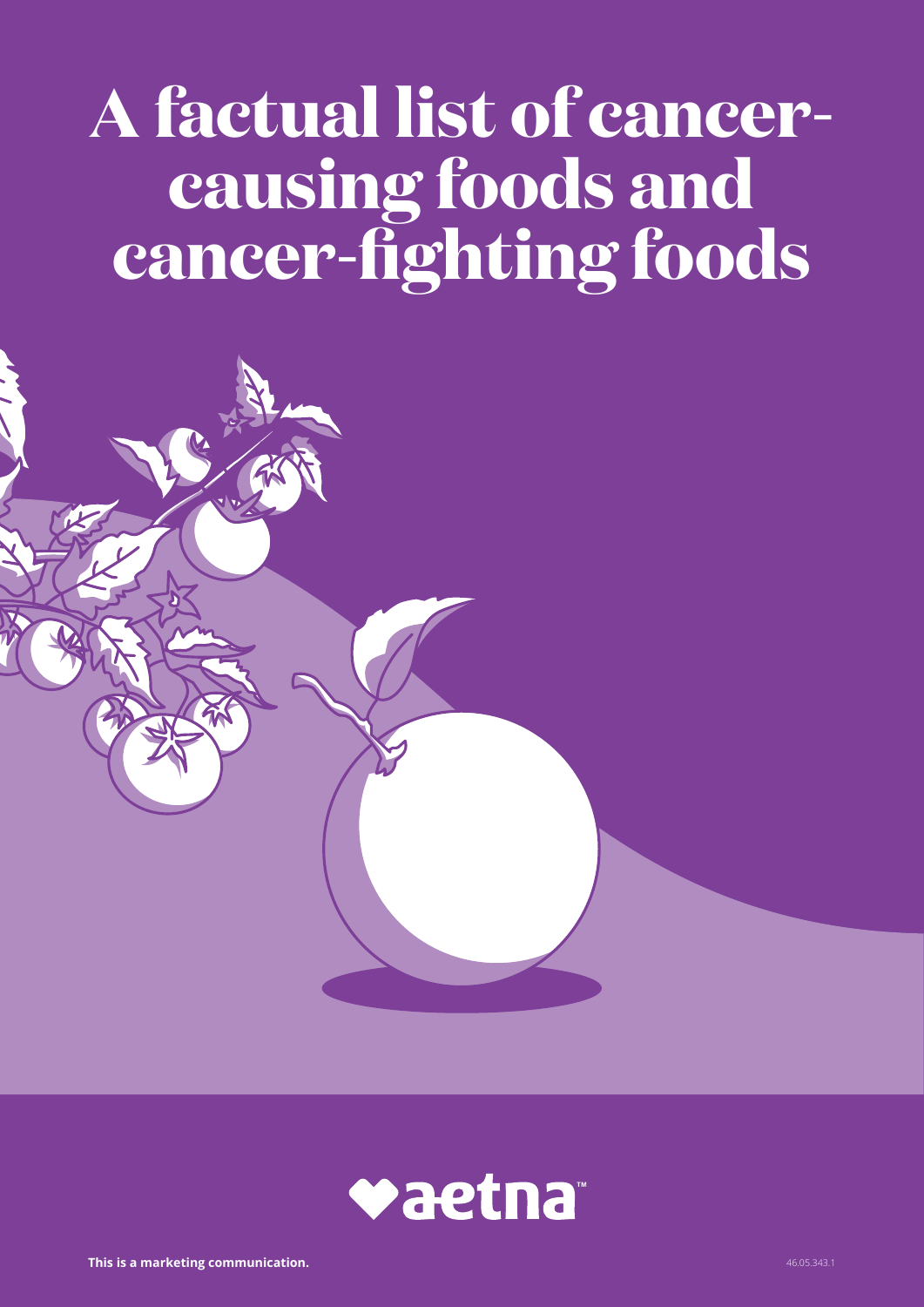# A factual list of cancer-causing foods and cancer-fighting foods

aetna™

**This is a marketing communication.**

46.05.343.1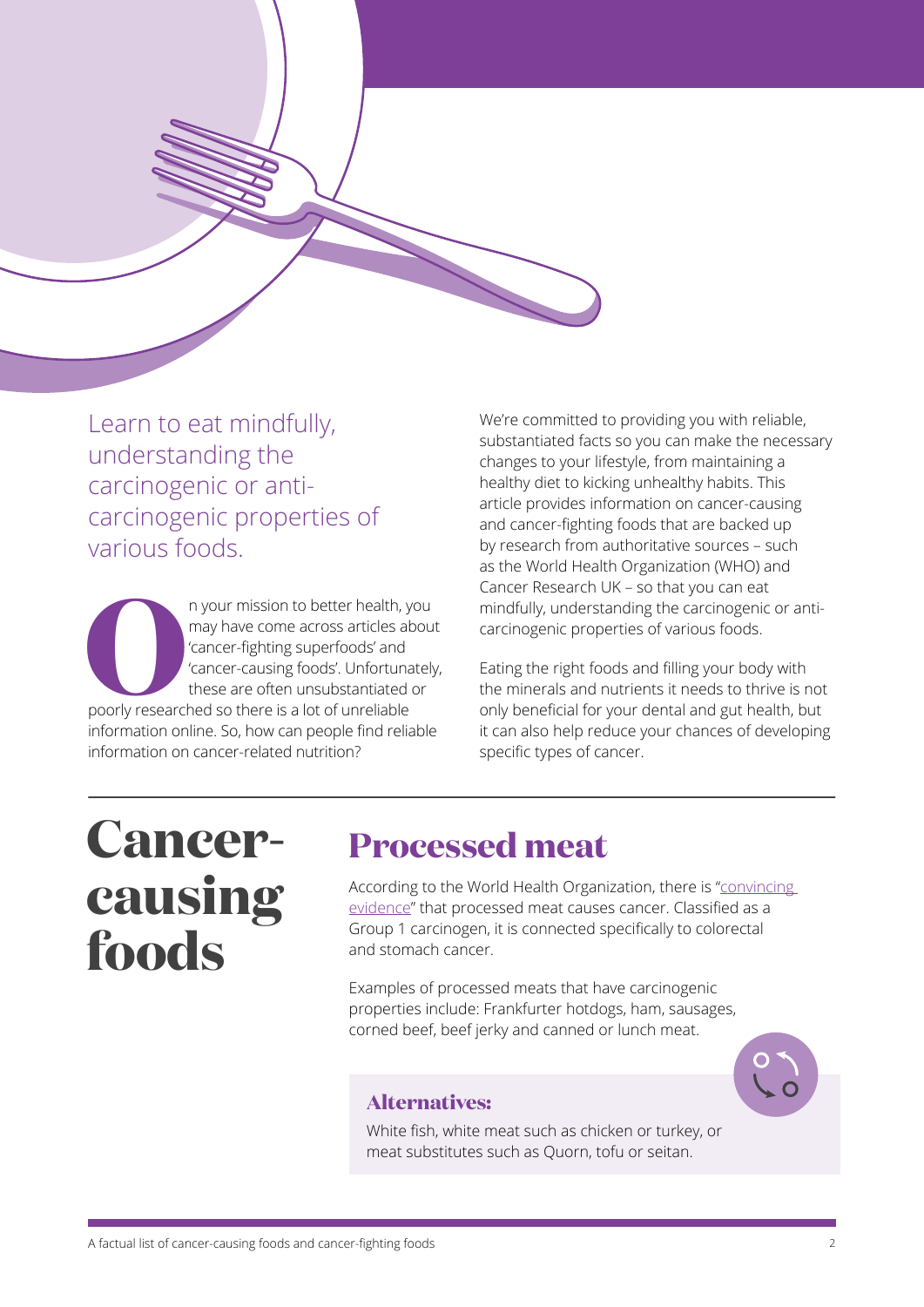Learn to eat mindfully, understanding the carcinogenic or anti-carcinogenic properties of various foods.

On your mission to better health, you may have come across articles about 'cancer-fighting superfoods' and 'cancer-causing foods'. Unfortunately, these are often unsubstantiated or poorly researched so there is a lot of unreliable information online. So, how can people find reliable information on cancer-related nutrition?

We're committed to providing you with reliable, substantiated facts so you can make the necessary changes to your lifestyle, from maintaining a healthy diet to kicking unhealthy habits. This article provides information on cancer-causing and cancer-fighting foods that are backed up by research from authoritative sources – such as the World Health Organization (WHO) and Cancer Research UK – so that you can eat mindfully, understanding the carcinogenic or anti-carcinogenic properties of various foods.

Eating the right foods and filling your body with the minerals and nutrients it needs to thrive is not only beneficial for your dental and gut health, but it can also help reduce your chances of developing specific types of cancer.

# Cancer-causing foods

## Processed meat

According to the World Health Organization, there is "convincing evidence" that processed meat causes cancer. Classified as a Group 1 carcinogen, it is connected specifically to colorectal and stomach cancer.

Examples of processed meats that have carcinogenic properties include: Frankfurter hotdogs, ham, sausages, corned beef, beef jerky and canned or lunch meat.

### Alternatives:

White fish, white meat such as chicken or turkey, or meat substitutes such as Quorn, tofu or seitan.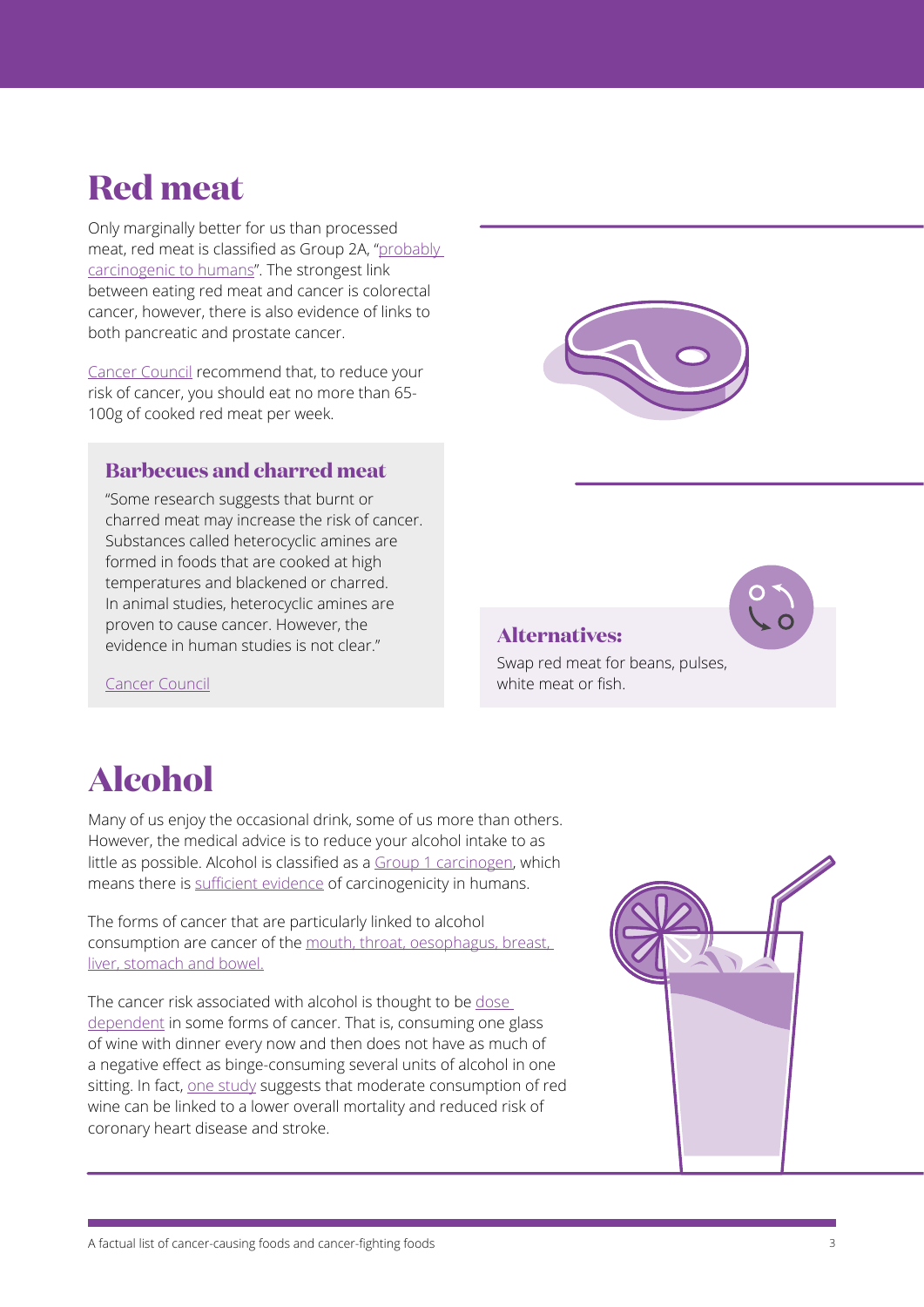# Red meat

Only marginally better for us than processed meat, red meat is classified as Group 2A, "probably carcinogenic to humans". The strongest link between eating red meat and cancer is colorectal cancer, however, there is also evidence of links to both pancreatic and prostate cancer.

Cancer Council recommend that, to reduce your risk of cancer, you should eat no more than 65-100g of cooked red meat per week.

### Barbecues and charred meat

"Some research suggests that burnt or charred meat may increase the risk of cancer. Substances called heterocyclic amines are formed in foods that are cooked at high temperatures and blackened or charred. In animal studies, heterocyclic amines are proven to cause cancer. However, the evidence in human studies is not clear."

Cancer Council

### Alternatives:

Swap red meat for beans, pulses, white meat or fish.

# Alcohol

Many of us enjoy the occasional drink, some of us more than others. However, the medical advice is to reduce your alcohol intake to as little as possible. Alcohol is classified as a Group 1 carcinogen, which means there is sufficient evidence of carcinogenicity in humans.

The forms of cancer that are particularly linked to alcohol consumption are cancer of the mouth, throat, oesophagus, breast, liver, stomach and bowel.

The cancer risk associated with alcohol is thought to be dose dependent in some forms of cancer. That is, consuming one glass of wine with dinner every now and then does not have as much of a negative effect as binge-consuming several units of alcohol in one sitting. In fact, one study suggests that moderate consumption of red wine can be linked to a lower overall mortality and reduced risk of coronary heart disease and stroke.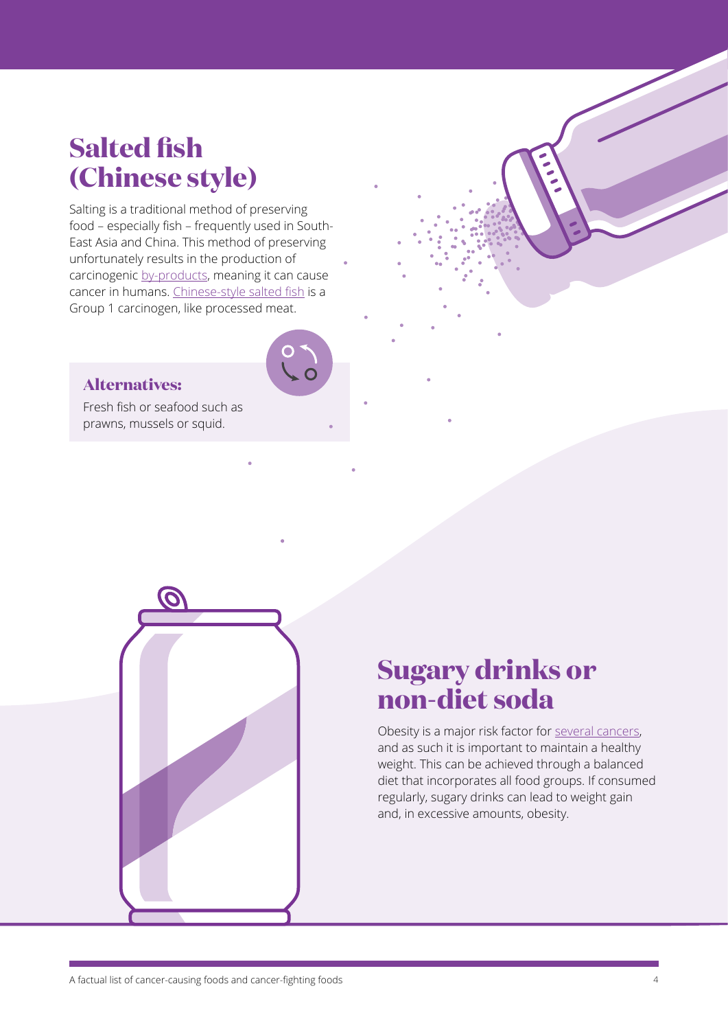## Salted fish (Chinese style)

Salting is a traditional method of preserving food – especially fish – frequently used in South-East Asia and China. This method of preserving unfortunately results in the production of carcinogenic by-products, meaning it can cause cancer in humans. Chinese-style salted fish is a Group 1 carcinogen, like processed meat.

### Alternatives:

Fresh fish or seafood such as prawns, mussels or squid.

## Sugary drinks or non-diet soda

Obesity is a major risk factor for several cancers, and as such it is important to maintain a healthy weight. This can be achieved through a balanced diet that incorporates all food groups. If consumed regularly, sugary drinks can lead to weight gain and, in excessive amounts, obesity.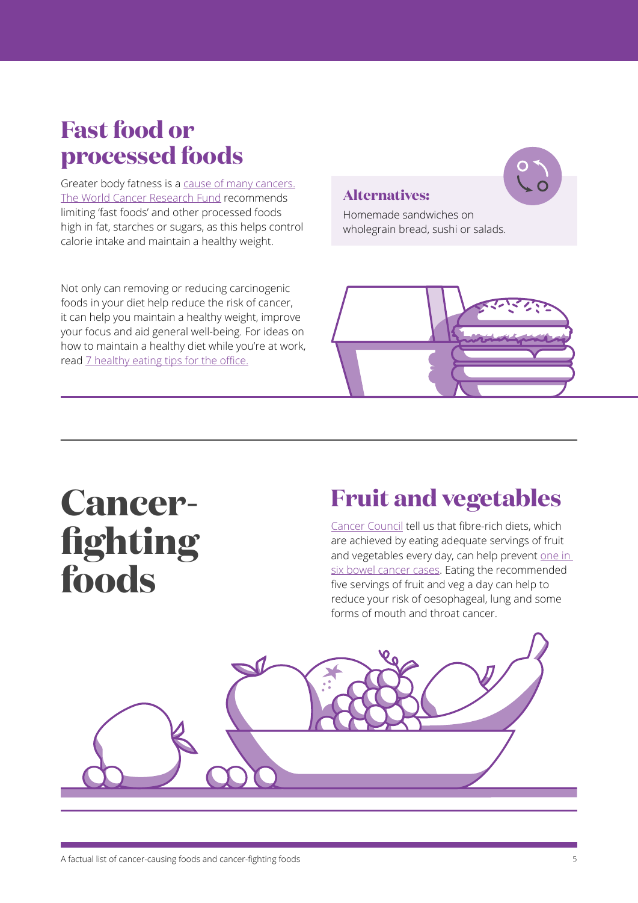## Fast food or processed foods

Greater body fatness is a cause of many cancers. The World Cancer Research Fund recommends limiting 'fast foods' and other processed foods high in fat, starches or sugars, as this helps control calorie intake and maintain a healthy weight.

### Alternatives:

Homemade sandwiches on wholegrain bread, sushi or salads.

Not only can removing or reducing carcinogenic foods in your diet help reduce the risk of cancer, it can help you maintain a healthy weight, improve your focus and aid general well-being. For ideas on how to maintain a healthy diet while you're at work, read 7 healthy eating tips for the office.

# Cancer-fighting foods

## Fruit and vegetables

Cancer Council tell us that fibre-rich diets, which are achieved by eating adequate servings of fruit and vegetables every day, can help prevent one in six bowel cancer cases. Eating the recommended five servings of fruit and veg a day can help to reduce your risk of oesophageal, lung and some forms of mouth and throat cancer.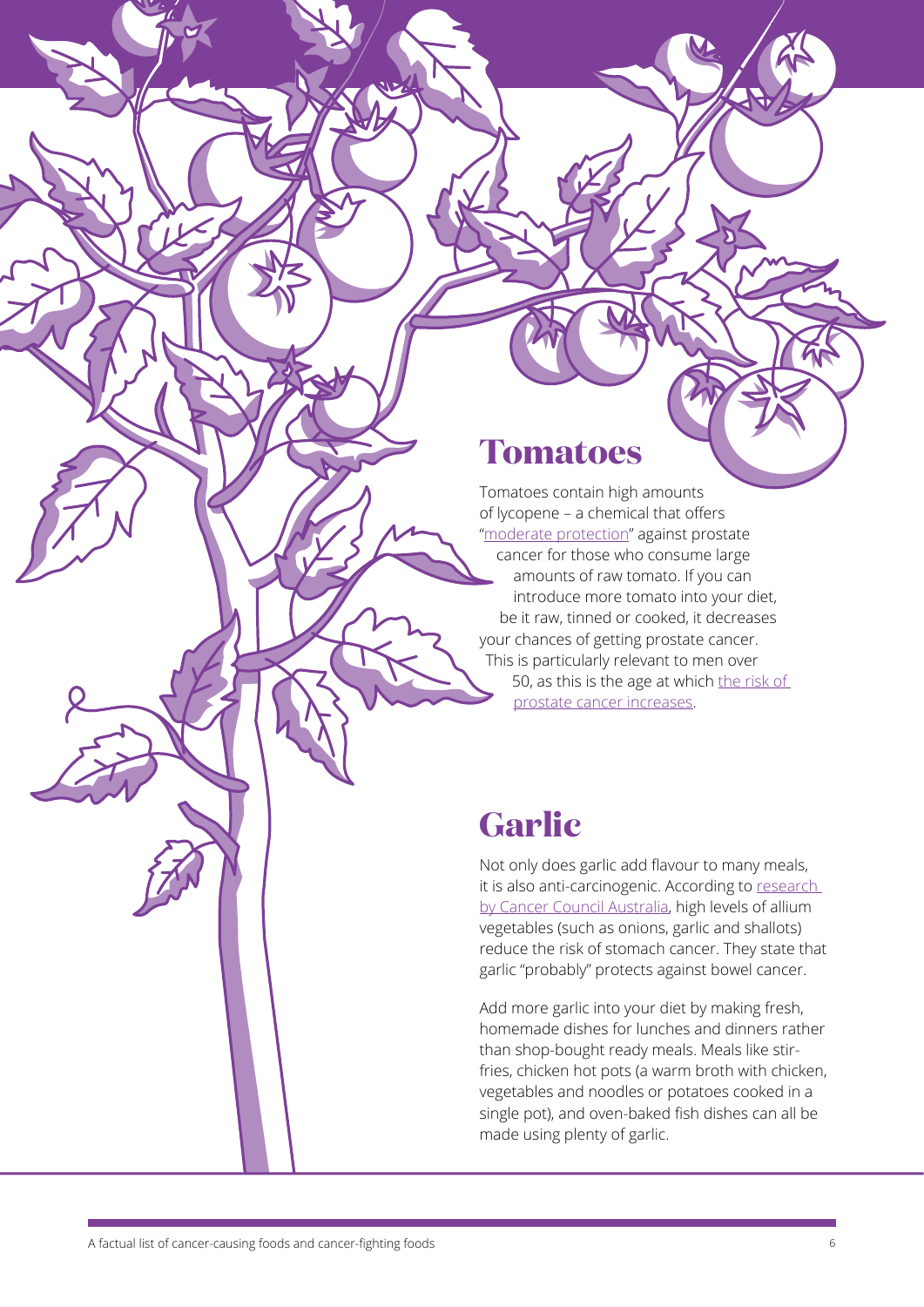## Tomatoes

Tomatoes contain high amounts of lycopene – a chemical that offers "moderate protection" against prostate cancer for those who consume large amounts of raw tomato. If you can introduce more tomato into your diet, be it raw, tinned or cooked, it decreases your chances of getting prostate cancer. This is particularly relevant to men over 50, as this is the age at which the risk of prostate cancer increases.

## Garlic

Not only does garlic add flavour to many meals, it is also anti-carcinogenic. According to research by Cancer Council Australia, high levels of allium vegetables (such as onions, garlic and shallots) reduce the risk of stomach cancer. They state that garlic "probably" protects against bowel cancer.

Add more garlic into your diet by making fresh, homemade dishes for lunches and dinners rather than shop-bought ready meals. Meals like stir-fries, chicken hot pots (a warm broth with chicken, vegetables and noodles or potatoes cooked in a single pot), and oven-baked fish dishes can all be made using plenty of garlic.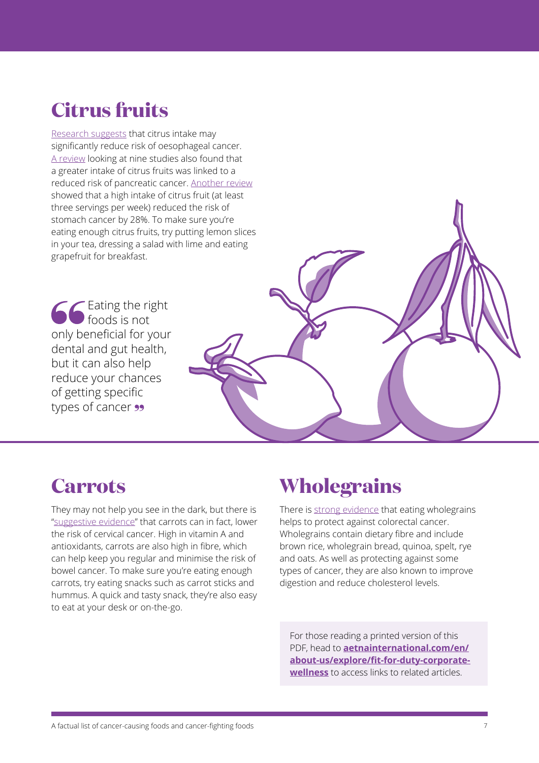# Citrus fruits

Research suggests that citrus intake may significantly reduce risk of oesophageal cancer. A review looking at nine studies also found that a greater intake of citrus fruits was linked to a reduced risk of pancreatic cancer. Another review showed that a high intake of citrus fruit (at least three servings per week) reduced the risk of stomach cancer by 28%. To make sure you're eating enough citrus fruits, try putting lemon slices in your tea, dressing a salad with lime and eating grapefruit for breakfast.

> "Eating the right foods is not only beneficial for your dental and gut health, but it can also help reduce your chances of getting specific types of cancer"

# Carrots

They may not help you see in the dark, but there is "suggestive evidence" that carrots can in fact, lower the risk of cervical cancer. High in vitamin A and antioxidants, carrots are also high in fibre, which can help keep you regular and minimise the risk of bowel cancer. To make sure you're eating enough carrots, try eating snacks such as carrot sticks and hummus. A quick and tasty snack, they're also easy to eat at your desk or on-the-go.

# Wholegrains

There is strong evidence that eating wholegrains helps to protect against colorectal cancer. Wholegrains contain dietary fibre and include brown rice, wholegrain bread, quinoa, spelt, rye and oats. As well as protecting against some types of cancer, they are also known to improve digestion and reduce cholesterol levels.

For those reading a printed version of this PDF, head to **aetnainternational.com/en/about-us/explore/fit-for-duty-corporate-wellness** to access links to related articles.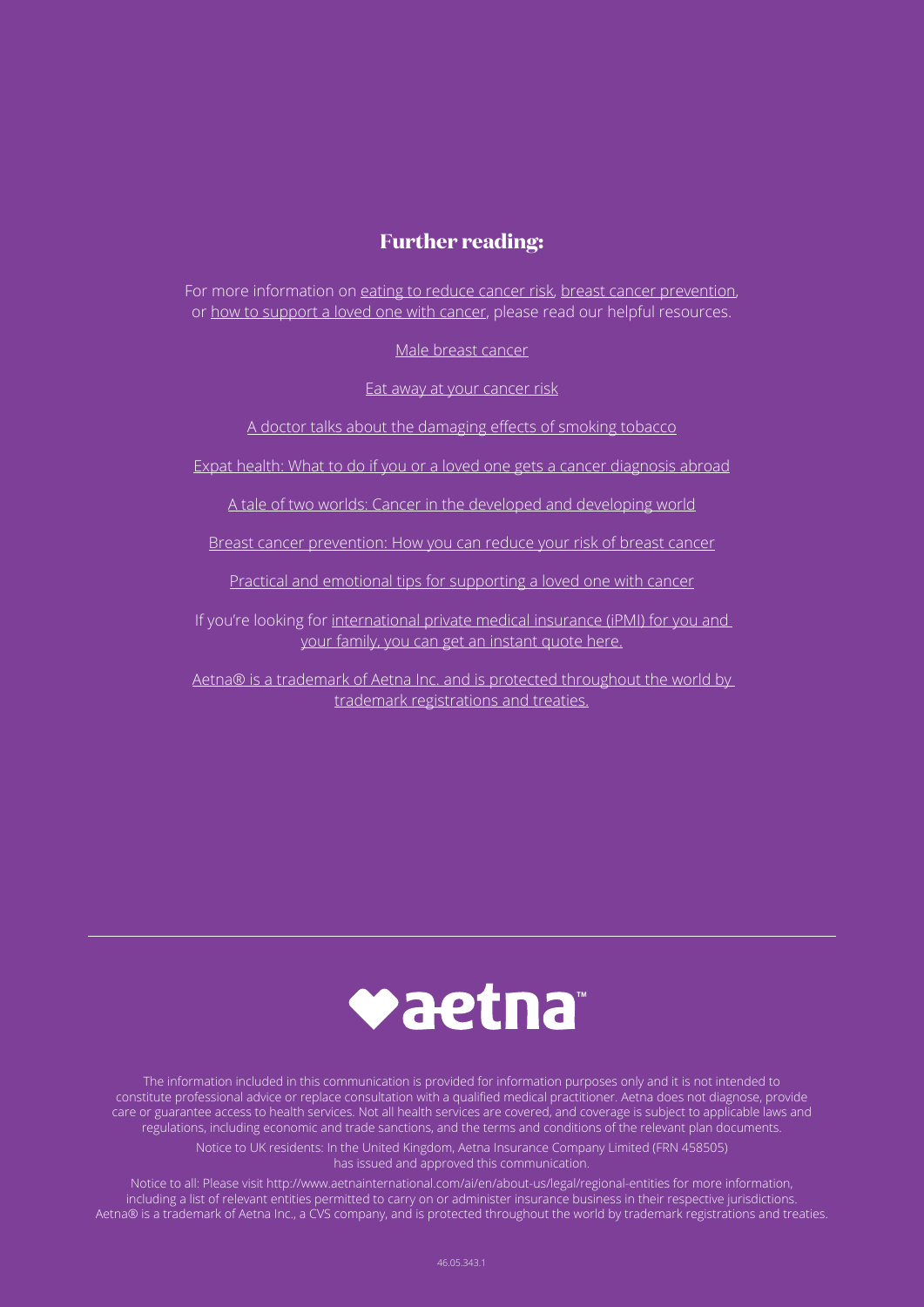## Further reading:

For more information on eating to reduce cancer risk, breast cancer prevention, or how to support a loved one with cancer, please read our helpful resources.

Male breast cancer

Eat away at your cancer risk

A doctor talks about the damaging effects of smoking tobacco

Expat health: What to do if you or a loved one gets a cancer diagnosis abroad

A tale of two worlds: Cancer in the developed and developing world

Breast cancer prevention: How you can reduce your risk of breast cancer

Practical and emotional tips for supporting a loved one with cancer

If you're looking for international private medical insurance (iPMI) for you and your family, you can get an instant quote here.

Aetna® is a trademark of Aetna Inc. and is protected throughout the world by trademark registrations and treaties.

aetna™

The information included in this communication is provided for information purposes only and it is not intended to constitute professional advice or replace consultation with a qualified medical practitioner. Aetna does not diagnose, provide care or guarantee access to health services. Not all health services are covered, and coverage is subject to applicable laws and regulations, including economic and trade sanctions, and the terms and conditions of the relevant plan documents.

Notice to UK residents: In the United Kingdom, Aetna Insurance Company Limited (FRN 458505) has issued and approved this communication.

Notice to all: Please visit http://www.aetnainternational.com/ai/en/about-us/legal/regional-entities for more information, including a list of relevant entities permitted to carry on or administer insurance business in their respective jurisdictions. Aetna® is a trademark of Aetna Inc., a CVS company, and is protected throughout the world by trademark registrations and treaties.

46.05.343.1